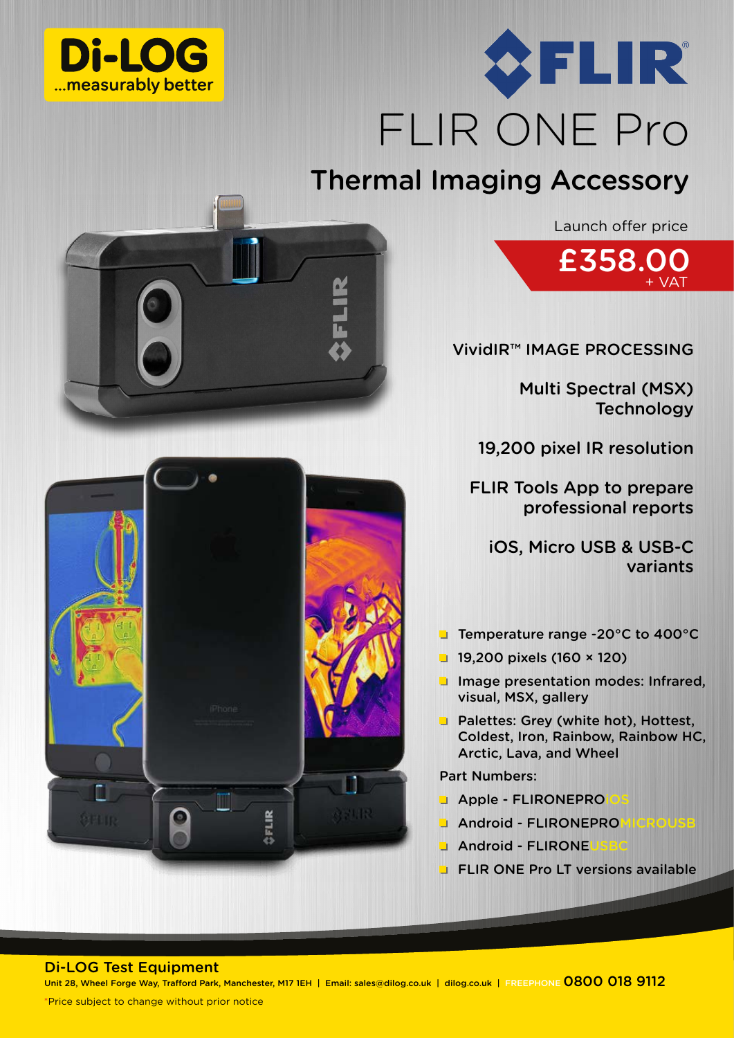Di-LOG
...measurably better

FLIR

# FLIR ONE Pro

## Thermal Imaging Accessory

Launch offer price

**£358.00**
+ VAT

VividIR™ IMAGE PROCESSING

Multi Spectral (MSX) Technology

19,200 pixel IR resolution

FLIR Tools App to prepare professional reports

iOS, Micro USB & USB-C variants

- Temperature range -20°C to 400°C
- 19,200 pixels (160 × 120)
- Image presentation modes: Infrared, visual, MSX, gallery
- Palettes: Grey (white hot), Hottest, Coldest, Iron, Rainbow, Rainbow HC, Arctic, Lava, and Wheel

Part Numbers:

- Apple - FLIRONEPROiOS
- Android - FLIRONEPROMICROUSB
- Android - FLIRONEUSBC
- FLIR ONE Pro LT versions available

**Di-LOG Test Equipment**

Unit 28, Wheel Forge Way, Trafford Park, Manchester, M17 1EH | Email: sales@dilog.co.uk | dilog.co.uk | FREEPHONE **0800 018 9112**

*Price subject to change without prior notice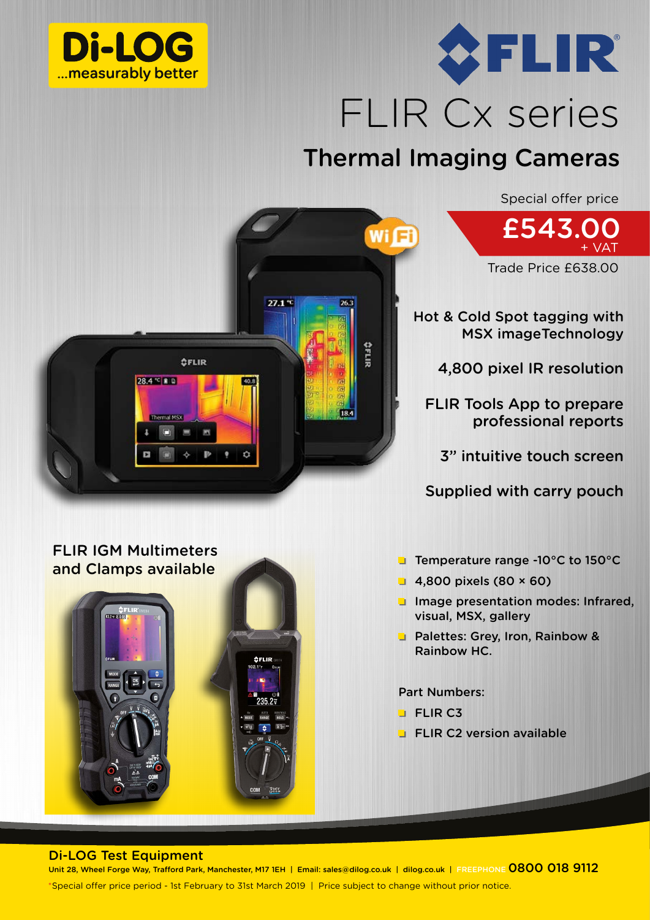# Di-LOG
...measurably better

# FLIR

# FLIR Cx series

## Thermal Imaging Cameras

Special offer price

**£543.00** + VAT

Trade Price £638.00

Hot & Cold Spot tagging with MSX imageTechnology

4,800 pixel IR resolution

FLIR Tools App to prepare professional reports

3” intuitive touch screen

Supplied with carry pouch

- Temperature range -10°C to 150°C
- 4,800 pixels (80 × 60)
- Image presentation modes: Infrared, visual, MSX, gallery
- Palettes: Grey, Iron, Rainbow & Rainbow HC.

Part Numbers:

- FLIR C3
- FLIR C2 version available

FLIR IGM Multimeters and Clamps available

**Di-LOG Test Equipment**

Unit 28, Wheel Forge Way, Trafford Park, Manchester, M17 1EH | Email: sales@dilog.co.uk | dilog.co.uk | FREEPHONE **0800 018 9112**

*Special offer price period - 1st February to 31st March 2019 | Price subject to change without prior notice.